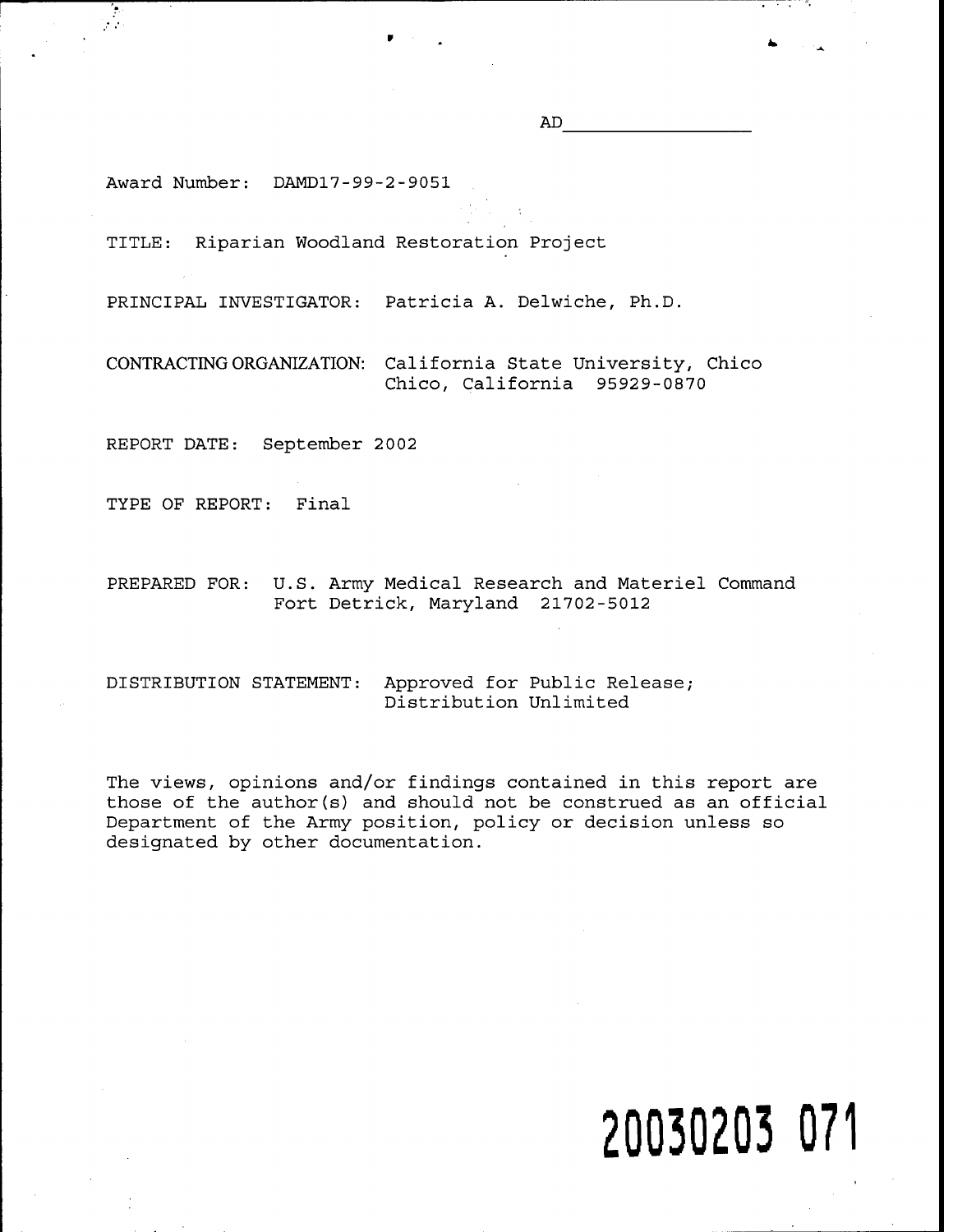AD_________________

Award Number: DAMD17-99-2-9051

TITLE: Riparian Woodland Restoration Project

PRINCIPAL INVESTIGATOR: Patricia A. Delwiche, Ph.D.

CONTRACTING ORGANIZATION: California State University, Chico
Chico, California 95929-0870

REPORT DATE: September 2002

TYPE OF REPORT: Final

PREPARED FOR: U.S. Army Medical Research and Materiel Command
Fort Detrick, Maryland 21702-5012

DISTRIBUTION STATEMENT: Approved for Public Release;
Distribution Unlimited

The views, opinions and/or findings contained in this report are those of the author(s) and should not be construed as an official Department of the Army position, policy or decision unless so designated by other documentation.

20030203 071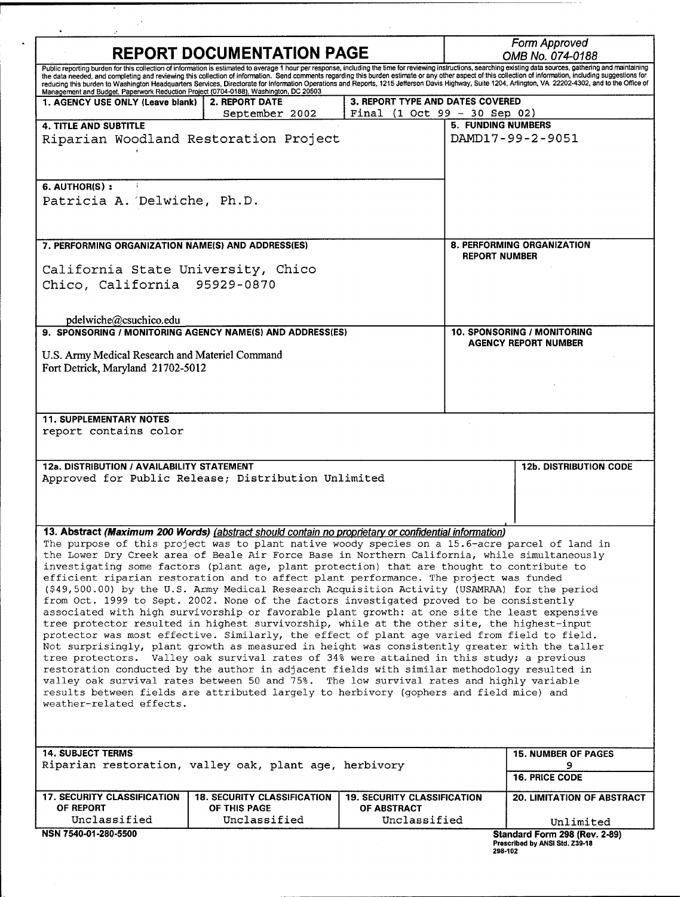# REPORT DOCUMENTATION PAGE

*Form Approved*
*OMB No. 074-0188*

Public reporting burden for this collection of information is estimated to average 1 hour per response, including the time for reviewing instructions, searching existing data sources, gathering and maintaining the data needed, and completing and reviewing this collection of information. Send comments regarding this burden estimate or any other aspect of this collection of information, including suggestions for reducing this burden to Washington Headquarters Services, Directorate for Information Operations and Reports, 1215 Jefferson Davis Highway, Suite 1204, Arlington, VA 22202-4302, and to the Office of Management and Budget, Paperwork Reduction Project (0704-0188), Washington, DC 20503

| 1. AGENCY USE ONLY (Leave blank) | 2. REPORT DATE | 3. REPORT TYPE AND DATES COVERED |
|---|---|---|
| | September 2002 | Final (1 Oct 99 - 30 Sep 02) |

**4. TITLE AND SUBTITLE**
Riparian Woodland Restoration Project

**5. FUNDING NUMBERS**
DAMD17-99-2-9051

**6. AUTHOR(S) :**
Patricia A. Delwiche, Ph.D.

**7. PERFORMING ORGANIZATION NAME(S) AND ADDRESS(ES)**
California State University, Chico
Chico, California 95929-0870

pdelwiche@csuchico.edu

**8. PERFORMING ORGANIZATION REPORT NUMBER**

**9. SPONSORING / MONITORING AGENCY NAME(S) AND ADDRESS(ES)**
U.S. Army Medical Research and Materiel Command
Fort Detrick, Maryland 21702-5012

**10. SPONSORING / MONITORING AGENCY REPORT NUMBER**

**11. SUPPLEMENTARY NOTES**
report contains color

**12a. DISTRIBUTION / AVAILABILITY STATEMENT**
Approved for Public Release; Distribution Unlimited

**12b. DISTRIBUTION CODE**

**13. Abstract *(Maximum 200 Words)* *(abstract should contain no proprietary or confidential information)***

The purpose of this project was to plant native woody species on a 15.6-acre parcel of land in the Lower Dry Creek area of Beale Air Force Base in Northern California, while simultaneously investigating some factors (plant age, plant protection) that are thought to contribute to efficient riparian restoration and to affect plant performance. The project was funded ($49,500.00) by the U.S. Army Medical Research Acquisition Activity (USAMRAA) for the period from Oct. 1999 to Sept. 2002. None of the factors investigated proved to be consistently associated with high survivorship or favorable plant growth: at one site the least expensive tree protector resulted in highest survivorship, while at the other site, the highest-input protector was most effective. Similarly, the effect of plant age varied from field to field. Not surprisingly, plant growth as measured in height was consistently greater with the taller tree protectors. Valley oak survival rates of 34% were attained in this study; a previous restoration conducted by the author in adjacent fields with similar methodology resulted in valley oak survival rates between 50 and 75%. The low survival rates and highly variable results between fields are attributed largely to herbivory (gophers and field mice) and weather-related effects.

**14. SUBJECT TERMS**
Riparian restoration, valley oak, plant age, herbivory

**15. NUMBER OF PAGES**
9

**16. PRICE CODE**

| 17. SECURITY CLASSIFICATION OF REPORT | 18. SECURITY CLASSIFICATION OF THIS PAGE | 19. SECURITY CLASSIFICATION OF ABSTRACT | 20. LIMITATION OF ABSTRACT |
|---|---|---|---|
| Unclassified | Unclassified | Unclassified | Unlimited |

NSN 7540-01-280-5500

Standard Form 298 (Rev. 2-89)
Prescribed by ANSI Std. Z39-18
298-102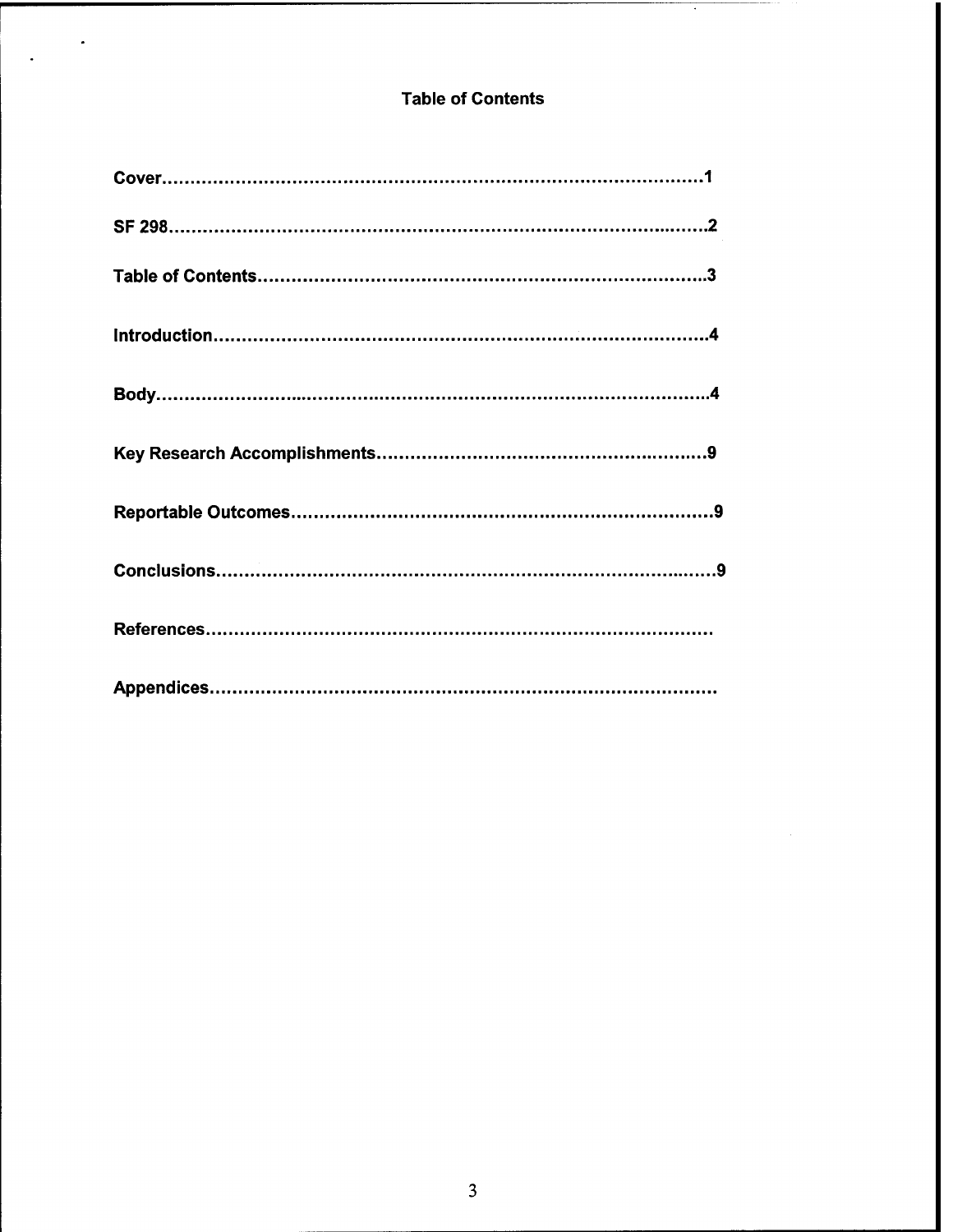# Table of Contents

**Cover……………………………………………………………………………………1**

**SF 298……………………………………………………………………………………2**

**Table of Contents……………………………………………………………………3**

**Introduction……………………………………………………………………………4**

**Body………………………………………………………………………………………4**

**Key Research Accomplishments………………………………………………9**

**Reportable Outcomes…………………………………………………………………9**

**Conclusions………………………………………………………………………………9**

**References…………………………………………………………………………………**

**Appendices…………………………………………………………………………………**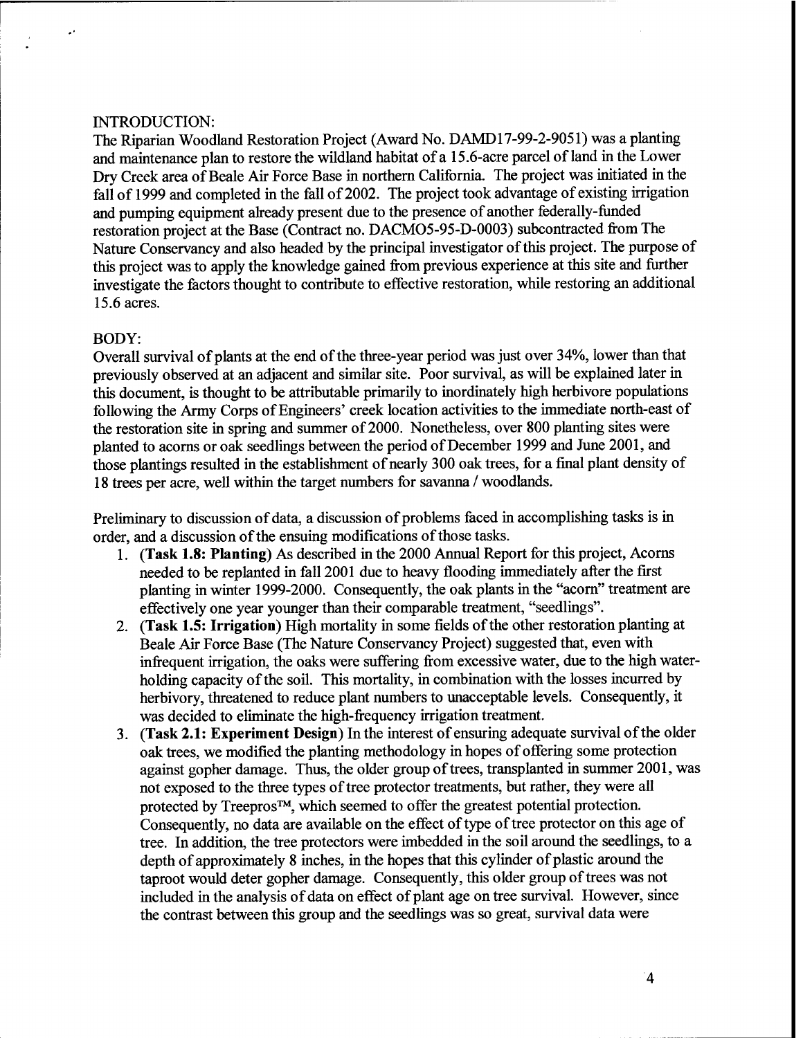## INTRODUCTION:

The Riparian Woodland Restoration Project (Award No. DAMD17-99-2-9051) was a planting and maintenance plan to restore the wildland habitat of a 15.6-acre parcel of land in the Lower Dry Creek area of Beale Air Force Base in northern California. The project was initiated in the fall of 1999 and completed in the fall of 2002. The project took advantage of existing irrigation and pumping equipment already present due to the presence of another federally-funded restoration project at the Base (Contract no. DACMO5-95-D-0003) subcontracted from The Nature Conservancy and also headed by the principal investigator of this project. The purpose of this project was to apply the knowledge gained from previous experience at this site and further investigate the factors thought to contribute to effective restoration, while restoring an additional 15.6 acres.

## BODY:

Overall survival of plants at the end of the three-year period was just over 34%, lower than that previously observed at an adjacent and similar site. Poor survival, as will be explained later in this document, is thought to be attributable primarily to inordinately high herbivore populations following the Army Corps of Engineers' creek location activities to the immediate north-east of the restoration site in spring and summer of 2000. Nonetheless, over 800 planting sites were planted to acorns or oak seedlings between the period of December 1999 and June 2001, and those plantings resulted in the establishment of nearly 300 oak trees, for a final plant density of 18 trees per acre, well within the target numbers for savanna / woodlands.

Preliminary to discussion of data, a discussion of problems faced in accomplishing tasks is in order, and a discussion of the ensuing modifications of those tasks.

1. **(Task 1.8: Planting)** As described in the 2000 Annual Report for this project, Acorns needed to be replanted in fall 2001 due to heavy flooding immediately after the first planting in winter 1999-2000. Consequently, the oak plants in the "acorn" treatment are effectively one year younger than their comparable treatment, "seedlings".
2. **(Task 1.5: Irrigation)** High mortality in some fields of the other restoration planting at Beale Air Force Base (The Nature Conservancy Project) suggested that, even with infrequent irrigation, the oaks were suffering from excessive water, due to the high water-holding capacity of the soil. This mortality, in combination with the losses incurred by herbivory, threatened to reduce plant numbers to unacceptable levels. Consequently, it was decided to eliminate the high-frequency irrigation treatment.
3. **(Task 2.1: Experiment Design)** In the interest of ensuring adequate survival of the older oak trees, we modified the planting methodology in hopes of offering some protection against gopher damage. Thus, the older group of trees, transplanted in summer 2001, was not exposed to the three types of tree protector treatments, but rather, they were all protected by Treepros™, which seemed to offer the greatest potential protection. Consequently, no data are available on the effect of type of tree protector on this age of tree. In addition, the tree protectors were imbedded in the soil around the seedlings, to a depth of approximately 8 inches, in the hopes that this cylinder of plastic around the taproot would deter gopher damage. Consequently, this older group of trees was not included in the analysis of data on effect of plant age on tree survival. However, since the contrast between this group and the seedlings was so great, survival data were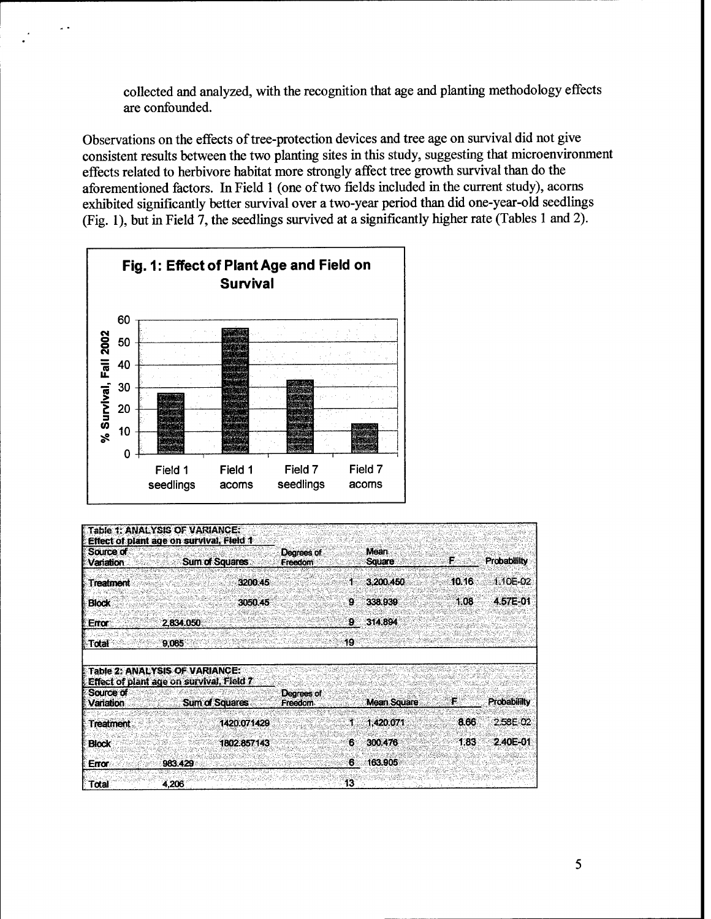collected and analyzed, with the recognition that age and planting methodology effects are confounded.

Observations on the effects of tree-protection devices and tree age on survival did not give consistent results between the two planting sites in this study, suggesting that microenvironment effects related to herbivore habitat more strongly affect tree growth survival than do the aforementioned factors. In Field 1 (one of two fields included in the current study), acorns exhibited significantly better survival over a two-year period than did one-year-old seedlings (Fig. 1), but in Field 7, the seedlings survived at a significantly higher rate (Tables 1 and 2).

**Fig. 1: Effect of Plant Age and Field on Survival**

% Survival, Fall 2002

60
50
40
30
20
10
0

Field 1 seedlings
Field 1 acorns
Field 7 seedlings
Field 7 acorns

**Table 1: ANALYSIS OF VARIANCE: Effect of plant age on survival, Field 1**

| Source of Variation | Sum of Squares | Degrees of Freedom | Mean Square | F | Probability |
|---|---|---|---|---|---|
| Treatment | 3200.45 | 1 | 3,200.450 | 10.16 | 1.10E-02 |
| Block | 3050.45 | 9 | 338.939 | 1.08 | 4.57E-01 |
| Error | 2,834.050 | 9 | 314.894 | | |
| Total | 9,085 | 19 | | | |

**Table 2: ANALYSIS OF VARIANCE: Effect of plant age on survival, Field 7**

| Source of Variation | Sum of Squares | Degrees of Freedom | Mean Square | F | Probability |
|---|---|---|---|---|---|
| Treatment | 1420.071429 | 1 | 1,420.071 | 8.66 | 2.58E-02 |
| Block | 1802.857143 | 6 | 300.476 | 1.83 | 2.40E-01 |
| Error | 983.429 | 6 | 163.905 | | |
| Total | 4,206 | 13 | | | |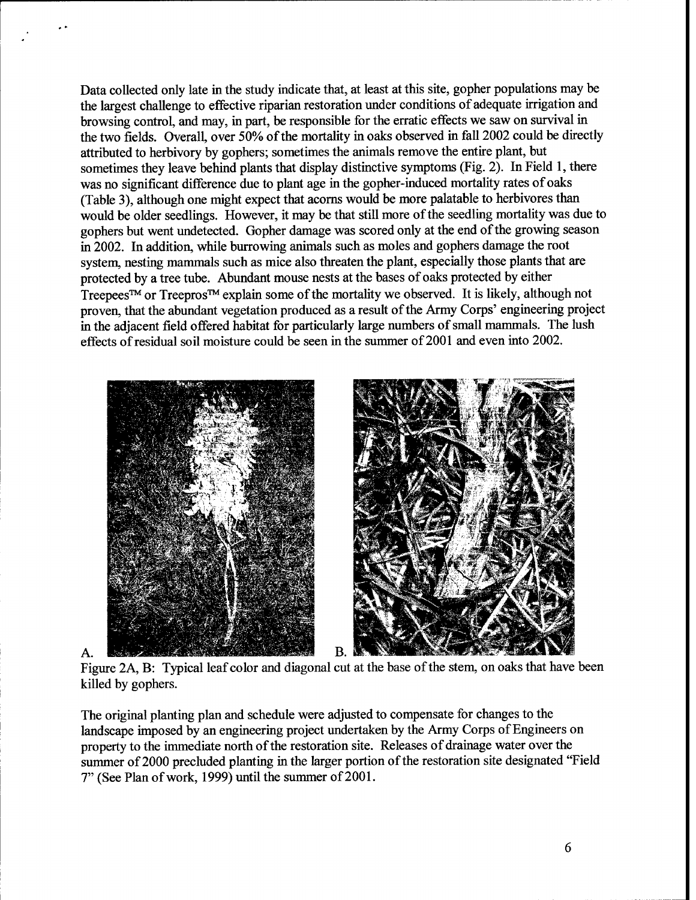Data collected only late in the study indicate that, at least at this site, gopher populations may be the largest challenge to effective riparian restoration under conditions of adequate irrigation and browsing control, and may, in part, be responsible for the erratic effects we saw on survival in the two fields. Overall, over 50% of the mortality in oaks observed in fall 2002 could be directly attributed to herbivory by gophers; sometimes the animals remove the entire plant, but sometimes they leave behind plants that display distinctive symptoms (Fig. 2). In Field 1, there was no significant difference due to plant age in the gopher-induced mortality rates of oaks (Table 3), although one might expect that acorns would be more palatable to herbivores than would be older seedlings. However, it may be that still more of the seedling mortality was due to gophers but went undetected. Gopher damage was scored only at the end of the growing season in 2002. In addition, while burrowing animals such as moles and gophers damage the root system, nesting mammals such as mice also threaten the plant, especially those plants that are protected by a tree tube. Abundant mouse nests at the bases of oaks protected by either Treepees™ or Treepros™ explain some of the mortality we observed. It is likely, although not proven, that the abundant vegetation produced as a result of the Army Corps' engineering project in the adjacent field offered habitat for particularly large numbers of small mammals. The lush effects of residual soil moisture could be seen in the summer of 2001 and even into 2002.

A.

B.

Figure 2A, B: Typical leaf color and diagonal cut at the base of the stem, on oaks that have been killed by gophers.

The original planting plan and schedule were adjusted to compensate for changes to the landscape imposed by an engineering project undertaken by the Army Corps of Engineers on property to the immediate north of the restoration site. Releases of drainage water over the summer of 2000 precluded planting in the larger portion of the restoration site designated "Field 7" (See Plan of work, 1999) until the summer of 2001.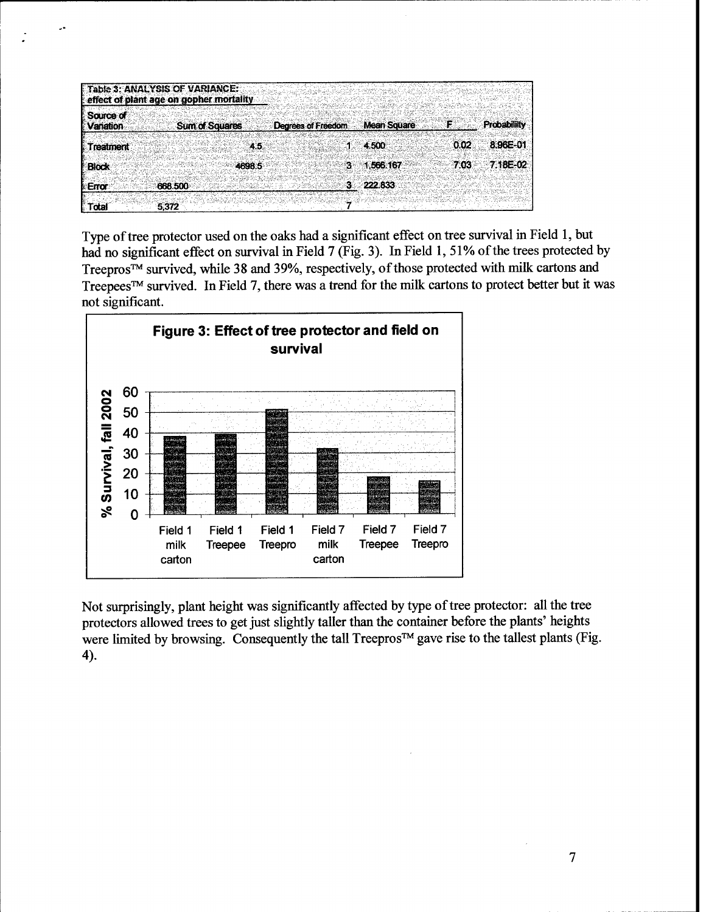| Table 3: ANALYSIS OF VARIANCE: effect of plant age on gopher mortality | | | | | |
|---|---|---|---|---|---|
| Source of Variation | Sum of Squares | Degrees of Freedom | Mean Square | F | Probability |
| Treatment | 4.5 | 1 | 4.500 | 0.02 | 8.96E-01 |
| Block | 4698.5 | 3 | 1,566.167 | 7.03 | 7.18E-02 |
| Error | 668.500 | 3 | 222.833 | | |
| Total | 5,372 | 7 | | | |

Type of tree protector used on the oaks had a significant effect on tree survival in Field 1, but had no significant effect on survival in Field 7 (Fig. 3). In Field 1, 51% of the trees protected by Treepros™ survived, while 38 and 39%, respectively, of those protected with milk cartons and Treepees™ survived. In Field 7, there was a trend for the milk cartons to protect better but it was not significant.

**Figure 3: Effect of tree protector and field on survival**

% Survival, fall 2002

60
50
40
30
20
10
0

Field 1 milk carton
Field 1 Treepee
Field 1 Treepro
Field 7 milk carton
Field 7 Treepee
Field 7 Treepro

Not surprisingly, plant height was significantly affected by type of tree protector: all the tree protectors allowed trees to get just slightly taller than the container before the plants' heights were limited by browsing. Consequently the tall Treepros™ gave rise to the tallest plants (Fig. 4).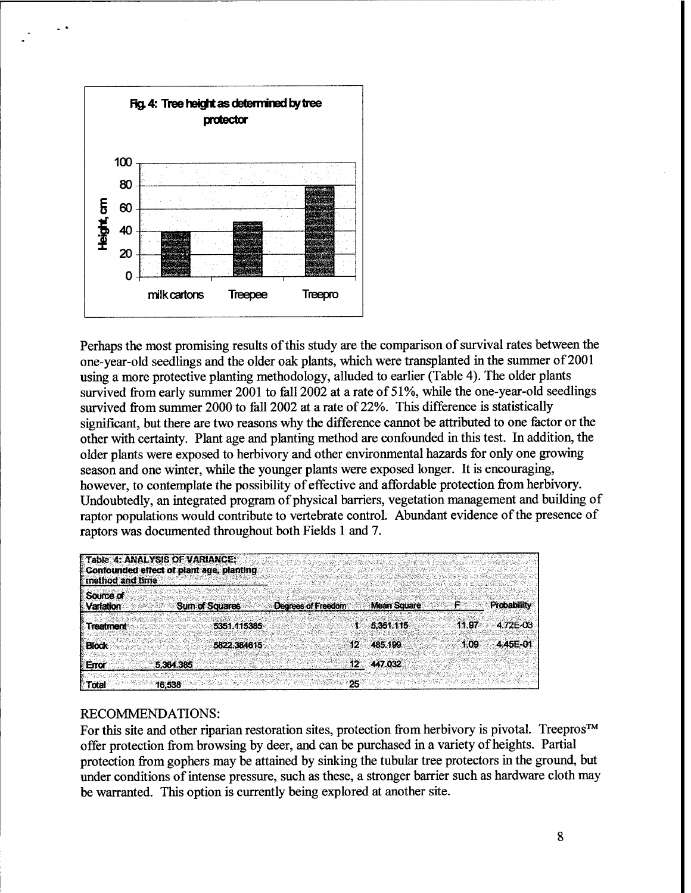Fig. 4: Tree height as determined by tree protector

Height, cm

100
80
60
40
20
0

milk cartons
Treepee
Treepro

Perhaps the most promising results of this study are the comparison of survival rates between the one-year-old seedlings and the older oak plants, which were transplanted in the summer of 2001 using a more protective planting methodology, alluded to earlier (Table 4). The older plants survived from early summer 2001 to fall 2002 at a rate of 51%, while the one-year-old seedlings survived from summer 2000 to fall 2002 at a rate of 22%. This difference is statistically significant, but there are two reasons why the difference cannot be attributed to one factor or the other with certainty. Plant age and planting method are confounded in this test. In addition, the older plants were exposed to herbivory and other environmental hazards for only one growing season and one winter, while the younger plants were exposed longer. It is encouraging, however, to contemplate the possibility of effective and affordable protection from herbivory. Undoubtedly, an integrated program of physical barriers, vegetation management and building of raptor populations would contribute to vertebrate control. Abundant evidence of the presence of raptors was documented throughout both Fields 1 and 7.

**Table 4: ANALYSIS OF VARIANCE: Confounded effect of plant age, planting method and time**

| Source of Variation | Sum of Squares | Degrees of Freedom | Mean Square | F | Probability |
|---|---|---|---|---|---|
| Treatment | 5351.115385 | 1 | 5,351.115 | 11.97 | 4.72E-03 |
| Block | 5822.384615 | 12 | 485.199 | 1.09 | 4.45E-01 |
| Error | 5,364.385 | 12 | 447.032 | | |
| Total | 16,538 | 25 | | | |

RECOMMENDATIONS:

For this site and other riparian restoration sites, protection from herbivory is pivotal. Treepros™ offer protection from browsing by deer, and can be purchased in a variety of heights. Partial protection from gophers may be attained by sinking the tubular tree protectors in the ground, but under conditions of intense pressure, such as these, a stronger barrier such as hardware cloth may be warranted. This option is currently being explored at another site.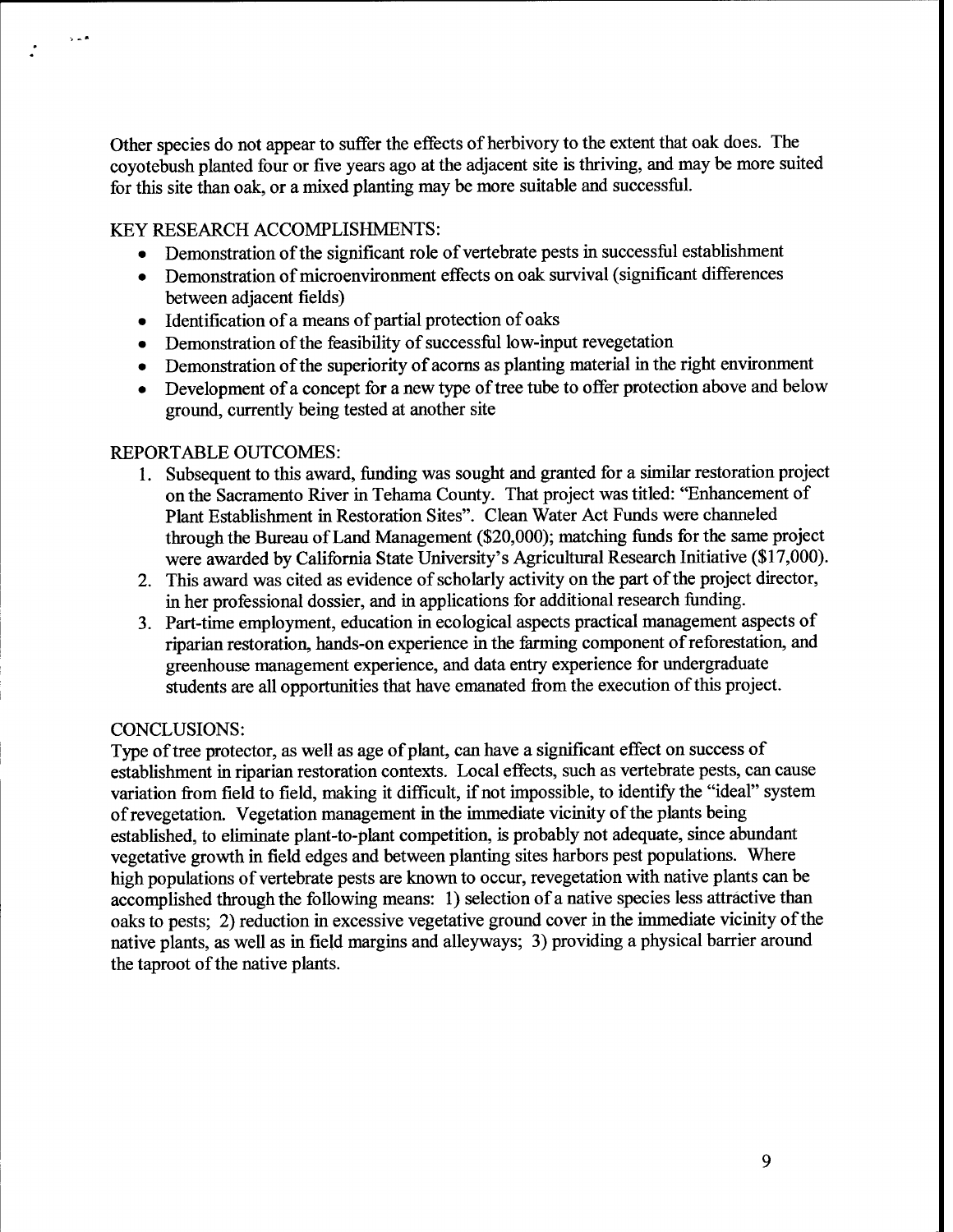Other species do not appear to suffer the effects of herbivory to the extent that oak does. The coyotebush planted four or five years ago at the adjacent site is thriving, and may be more suited for this site than oak, or a mixed planting may be more suitable and successful.

## KEY RESEARCH ACCOMPLISHMENTS:

- Demonstration of the significant role of vertebrate pests in successful establishment
- Demonstration of microenvironment effects on oak survival (significant differences between adjacent fields)
- Identification of a means of partial protection of oaks
- Demonstration of the feasibility of successful low-input revegetation
- Demonstration of the superiority of acorns as planting material in the right environment
- Development of a concept for a new type of tree tube to offer protection above and below ground, currently being tested at another site

## REPORTABLE OUTCOMES:

1. Subsequent to this award, funding was sought and granted for a similar restoration project on the Sacramento River in Tehama County. That project was titled: "Enhancement of Plant Establishment in Restoration Sites". Clean Water Act Funds were channeled through the Bureau of Land Management ($20,000); matching funds for the same project were awarded by California State University's Agricultural Research Initiative ($17,000).
2. This award was cited as evidence of scholarly activity on the part of the project director, in her professional dossier, and in applications for additional research funding.
3. Part-time employment, education in ecological aspects practical management aspects of riparian restoration, hands-on experience in the farming component of reforestation, and greenhouse management experience, and data entry experience for undergraduate students are all opportunities that have emanated from the execution of this project.

## CONCLUSIONS:

Type of tree protector, as well as age of plant, can have a significant effect on success of establishment in riparian restoration contexts. Local effects, such as vertebrate pests, can cause variation from field to field, making it difficult, if not impossible, to identify the "ideal" system of revegetation. Vegetation management in the immediate vicinity of the plants being established, to eliminate plant-to-plant competition, is probably not adequate, since abundant vegetative growth in field edges and between planting sites harbors pest populations. Where high populations of vertebrate pests are known to occur, revegetation with native plants can be accomplished through the following means: 1) selection of a native species less attractive than oaks to pests; 2) reduction in excessive vegetative ground cover in the immediate vicinity of the native plants, as well as in field margins and alleyways; 3) providing a physical barrier around the taproot of the native plants.